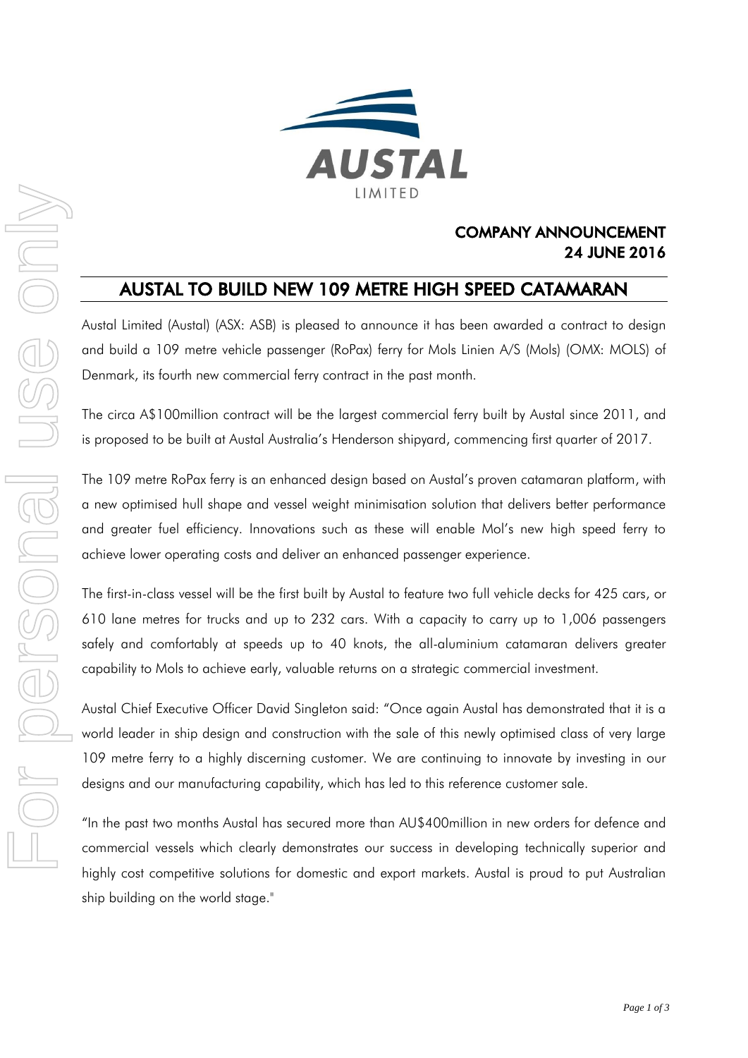AUSTAL LIMITED

**COMPANY ANNOUNCEMENT**
**24 JUNE 2016**

# AUSTAL TO BUILD NEW 109 METRE HIGH SPEED CATAMARAN

Austal Limited (Austal) (ASX: ASB) is pleased to announce it has been awarded a contract to design and build a 109 metre vehicle passenger (RoPax) ferry for Mols Linien A/S (Mols) (OMX: MOLS) of Denmark, its fourth new commercial ferry contract in the past month.

The circa A$100million contract will be the largest commercial ferry built by Austal since 2011, and is proposed to be built at Austal Australia's Henderson shipyard, commencing first quarter of 2017.

The 109 metre RoPax ferry is an enhanced design based on Austal's proven catamaran platform, with a new optimised hull shape and vessel weight minimisation solution that delivers better performance and greater fuel efficiency. Innovations such as these will enable Mol's new high speed ferry to achieve lower operating costs and deliver an enhanced passenger experience.

The first-in-class vessel will be the first built by Austal to feature two full vehicle decks for 425 cars, or 610 lane metres for trucks and up to 232 cars. With a capacity to carry up to 1,006 passengers safely and comfortably at speeds up to 40 knots, the all-aluminium catamaran delivers greater capability to Mols to achieve early, valuable returns on a strategic commercial investment.

Austal Chief Executive Officer David Singleton said: "Once again Austal has demonstrated that it is a world leader in ship design and construction with the sale of this newly optimised class of very large 109 metre ferry to a highly discerning customer. We are continuing to innovate by investing in our designs and our manufacturing capability, which has led to this reference customer sale.

"In the past two months Austal has secured more than AU$400million in new orders for defence and commercial vessels which clearly demonstrates our success in developing technically superior and highly cost competitive solutions for domestic and export markets. Austal is proud to put Australian ship building on the world stage."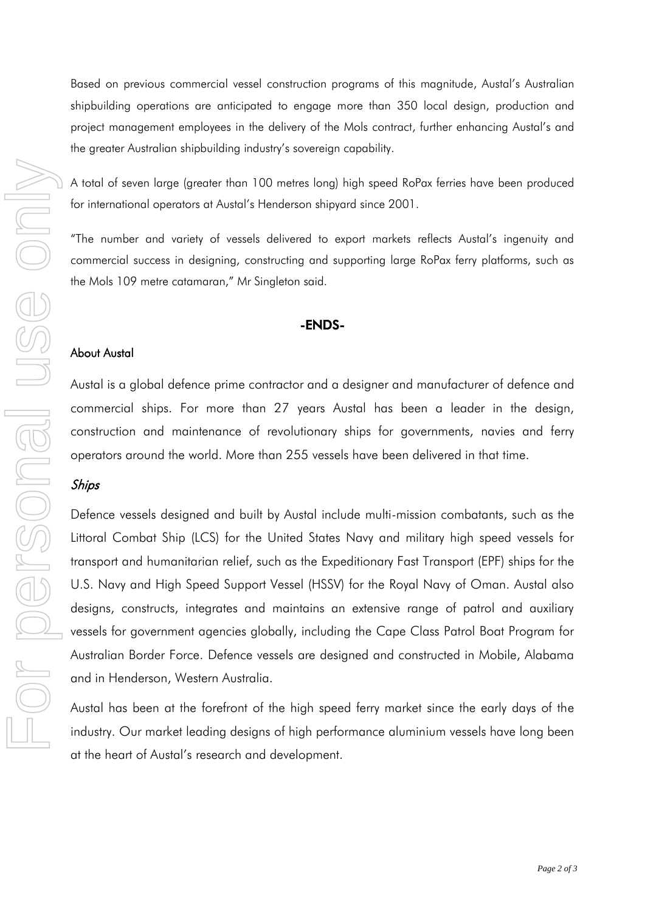Based on previous commercial vessel construction programs of this magnitude, Austal's Australian shipbuilding operations are anticipated to engage more than 350 local design, production and project management employees in the delivery of the Mols contract, further enhancing Austal's and the greater Australian shipbuilding industry's sovereign capability.

A total of seven large (greater than 100 metres long) high speed RoPax ferries have been produced for international operators at Austal's Henderson shipyard since 2001.

"The number and variety of vessels delivered to export markets reflects Austal's ingenuity and commercial success in designing, constructing and supporting large RoPax ferry platforms, such as the Mols 109 metre catamaran," Mr Singleton said.

**-ENDS-**

**About Austal**

Austal is a global defence prime contractor and a designer and manufacturer of defence and commercial ships. For more than 27 years Austal has been a leader in the design, construction and maintenance of revolutionary ships for governments, navies and ferry operators around the world. More than 255 vessels have been delivered in that time.

***Ships***

Defence vessels designed and built by Austal include multi-mission combatants, such as the Littoral Combat Ship (LCS) for the United States Navy and military high speed vessels for transport and humanitarian relief, such as the Expeditionary Fast Transport (EPF) ships for the U.S. Navy and High Speed Support Vessel (HSSV) for the Royal Navy of Oman. Austal also designs, constructs, integrates and maintains an extensive range of patrol and auxiliary vessels for government agencies globally, including the Cape Class Patrol Boat Program for Australian Border Force. Defence vessels are designed and constructed in Mobile, Alabama and in Henderson, Western Australia.

Austal has been at the forefront of the high speed ferry market since the early days of the industry. Our market leading designs of high performance aluminium vessels have long been at the heart of Austal's research and development.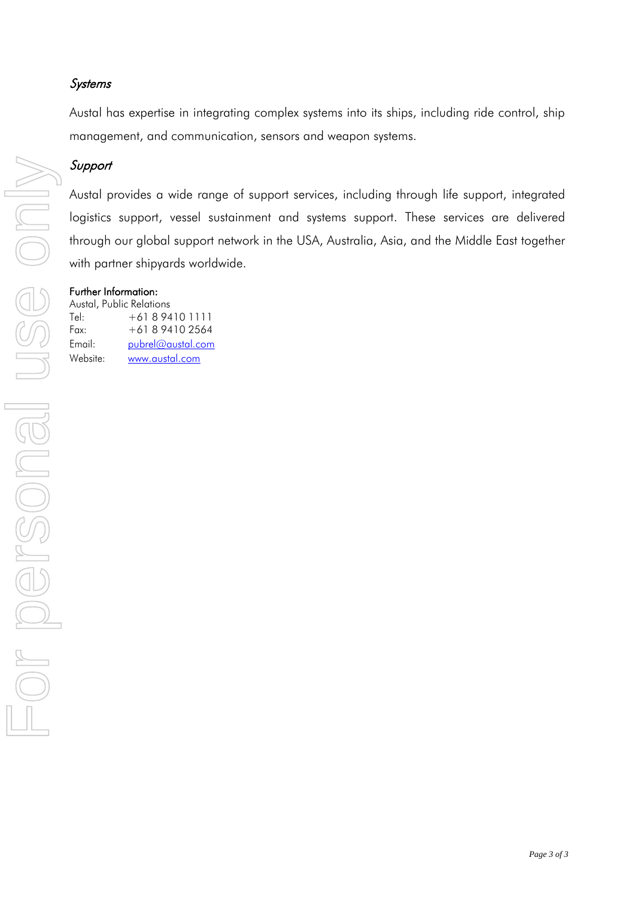*Systems*

Austal has expertise in integrating complex systems into its ships, including ride control, ship management, and communication, sensors and weapon systems.

*Support*

Austal provides a wide range of support services, including through life support, integrated logistics support, vessel sustainment and systems support. These services are delivered through our global support network in the USA, Australia, Asia, and the Middle East together with partner shipyards worldwide.

**Further Information:**

Austal, Public Relations

| | |
|---|---|
| Tel: | +61 8 9410 1111 |
| Fax: | +61 8 9410 2564 |
| Email: | pubrel@austal.com |
| Website: | www.austal.com |